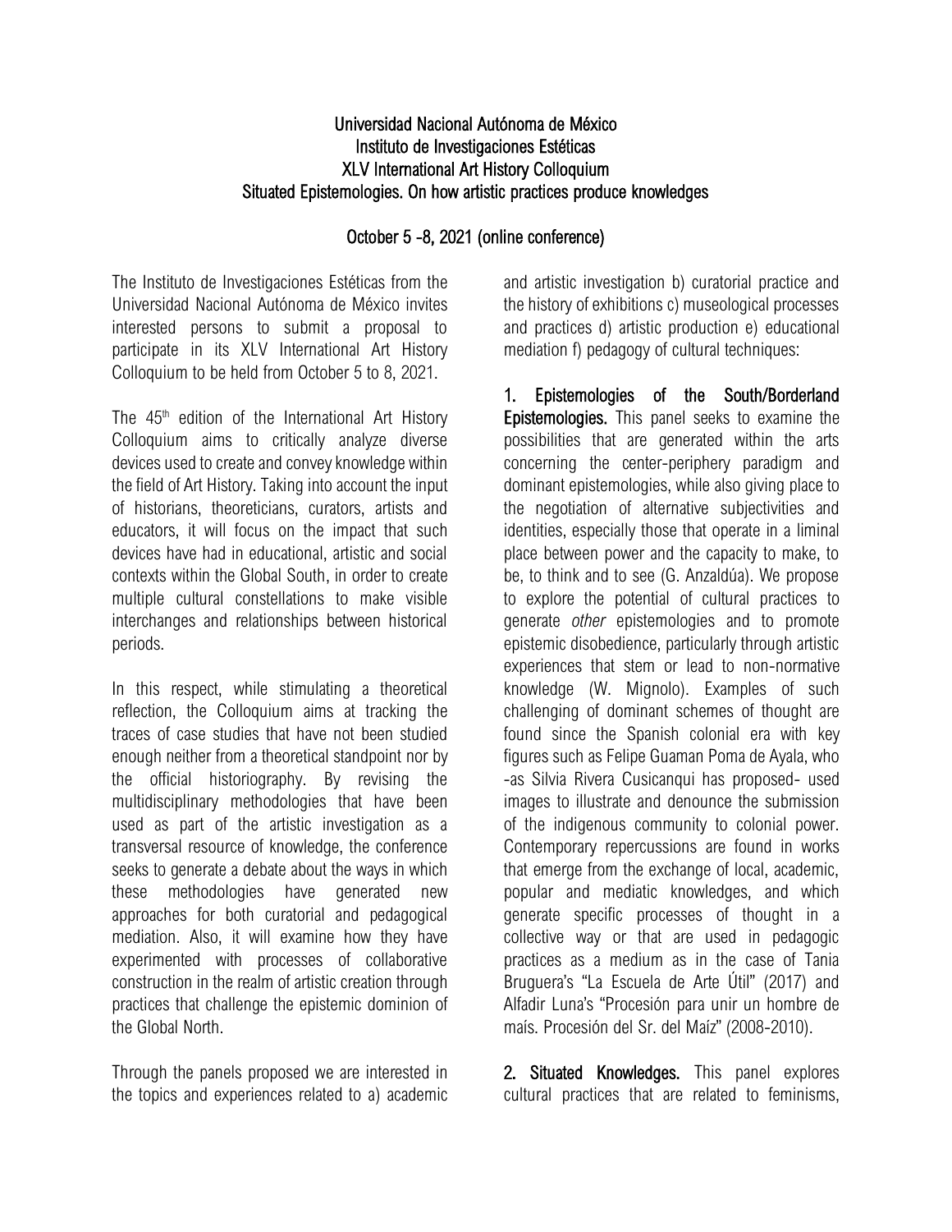**Universidad Nacional Autónoma de México**
**Instituto de Investigaciones Estéticas**
**XLV International Art History Colloquium**
**Situated Epistemologies. On how artistic practices produce knowledges**

**October 5 -8, 2021 (online conference)**

The Instituto de Investigaciones Estéticas from the Universidad Nacional Autónoma de México invites interested persons to submit a proposal to participate in its XLV International Art History Colloquium to be held from October 5 to 8, 2021.

The 45th edition of the International Art History Colloquium aims to critically analyze diverse devices used to create and convey knowledge within the field of Art History. Taking into account the input of historians, theoreticians, curators, artists and educators, it will focus on the impact that such devices have had in educational, artistic and social contexts within the Global South, in order to create multiple cultural constellations to make visible interchanges and relationships between historical periods.

In this respect, while stimulating a theoretical reflection, the Colloquium aims at tracking the traces of case studies that have not been studied enough neither from a theoretical standpoint nor by the official historiography. By revising the multidisciplinary methodologies that have been used as part of the artistic investigation as a transversal resource of knowledge, the conference seeks to generate a debate about the ways in which these methodologies have generated new approaches for both curatorial and pedagogical mediation. Also, it will examine how they have experimented with processes of collaborative construction in the realm of artistic creation through practices that challenge the epistemic dominion of the Global North.

Through the panels proposed we are interested in the topics and experiences related to a) academic and artistic investigation b) curatorial practice and the history of exhibitions c) museological processes and practices d) artistic production e) educational mediation f) pedagogy of cultural techniques:

**1. Epistemologies of the South/Borderland Epistemologies.** This panel seeks to examine the possibilities that are generated within the arts concerning the center-periphery paradigm and dominant epistemologies, while also giving place to the negotiation of alternative subjectivities and identities, especially those that operate in a liminal place between power and the capacity to make, to be, to think and to see (G. Anzaldúa). We propose to explore the potential of cultural practices to generate *other* epistemologies and to promote epistemic disobedience, particularly through artistic experiences that stem or lead to non-normative knowledge (W. Mignolo). Examples of such challenging of dominant schemes of thought are found since the Spanish colonial era with key figures such as Felipe Guaman Poma de Ayala, who -as Silvia Rivera Cusicanqui has proposed- used images to illustrate and denounce the submission of the indigenous community to colonial power. Contemporary repercussions are found in works that emerge from the exchange of local, academic, popular and mediatic knowledges, and which generate specific processes of thought in a collective way or that are used in pedagogic practices as a medium as in the case of Tania Bruguera's "La Escuela de Arte Útil" (2017) and Alfadir Luna's "Procesión para unir un hombre de maís. Procesión del Sr. del Maíz" (2008-2010).

**2. Situated Knowledges.** This panel explores cultural practices that are related to feminisms,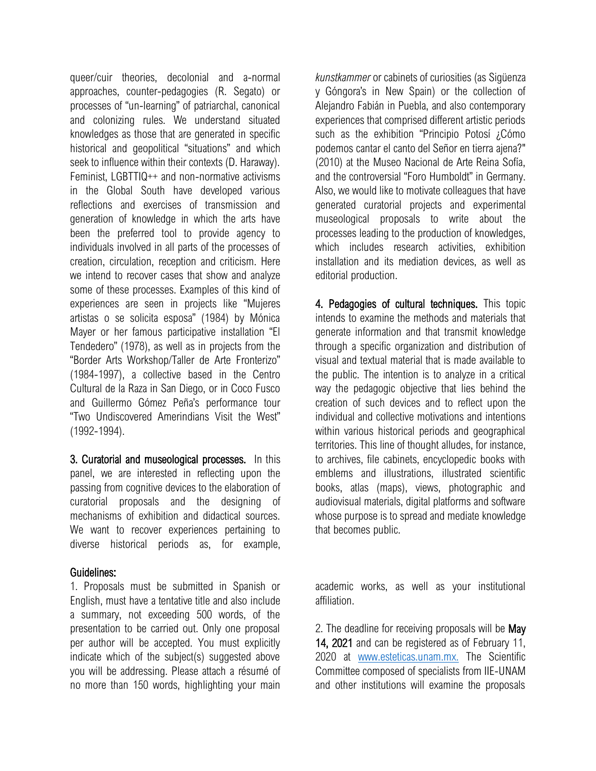queer/cuir theories, decolonial and a-normal approaches, counter-pedagogies (R. Segato) or processes of "un-learning" of patriarchal, canonical and colonizing rules. We understand situated knowledges as those that are generated in specific historical and geopolitical "situations" and which seek to influence within their contexts (D. Haraway). Feminist, LGBTTIQ++ and non-normative activisms in the Global South have developed various reflections and exercises of transmission and generation of knowledge in which the arts have been the preferred tool to provide agency to individuals involved in all parts of the processes of creation, circulation, reception and criticism. Here we intend to recover cases that show and analyze some of these processes. Examples of this kind of experiences are seen in projects like "Mujeres artistas o se solicita esposa" (1984) by Mónica Mayer or her famous participative installation "El Tendedero" (1978), as well as in projects from the "Border Arts Workshop/Taller de Arte Fronterizo" (1984-1997), a collective based in the Centro Cultural de la Raza in San Diego, or in Coco Fusco and Guillermo Gómez Peña's performance tour "Two Undiscovered Amerindians Visit the West" (1992-1994).

**3. Curatorial and museological processes.** In this panel, we are interested in reflecting upon the passing from cognitive devices to the elaboration of curatorial proposals and the designing of mechanisms of exhibition and didactical sources. We want to recover experiences pertaining to diverse historical periods as, for example, *kunstkammer* or cabinets of curiosities (as Sigüenza y Góngora's in New Spain) or the collection of Alejandro Fabián in Puebla, and also contemporary experiences that comprised different artistic periods such as the exhibition "Principio Potosí ¿Cómo podemos cantar el canto del Señor en tierra ajena?" (2010) at the Museo Nacional de Arte Reina Sofía, and the controversial "Foro Humboldt" in Germany. Also, we would like to motivate colleagues that have generated curatorial projects and experimental museological proposals to write about the processes leading to the production of knowledges, which includes research activities, exhibition installation and its mediation devices, as well as editorial production.

**4. Pedagogies of cultural techniques.** This topic intends to examine the methods and materials that generate information and that transmit knowledge through a specific organization and distribution of visual and textual material that is made available to the public. The intention is to analyze in a critical way the pedagogic objective that lies behind the creation of such devices and to reflect upon the individual and collective motivations and intentions within various historical periods and geographical territories. This line of thought alludes, for instance, to archives, file cabinets, encyclopedic books with emblems and illustrations, illustrated scientific books, atlas (maps), views, photographic and audiovisual materials, digital platforms and software whose purpose is to spread and mediate knowledge that becomes public.

**Guidelines:**

1. Proposals must be submitted in Spanish or English, must have a tentative title and also include a summary, not exceeding 500 words, of the presentation to be carried out. Only one proposal per author will be accepted. You must explicitly indicate which of the subject(s) suggested above you will be addressing. Please attach a résumé of no more than 150 words, highlighting your main academic works, as well as your institutional affiliation.

2. The deadline for receiving proposals will be **May 14, 2021** and can be registered as of February 11, 2020 at [www.esteticas.unam.mx.](www.esteticas.unam.mx) The Scientific Committee composed of specialists from IIE-UNAM and other institutions will examine the proposals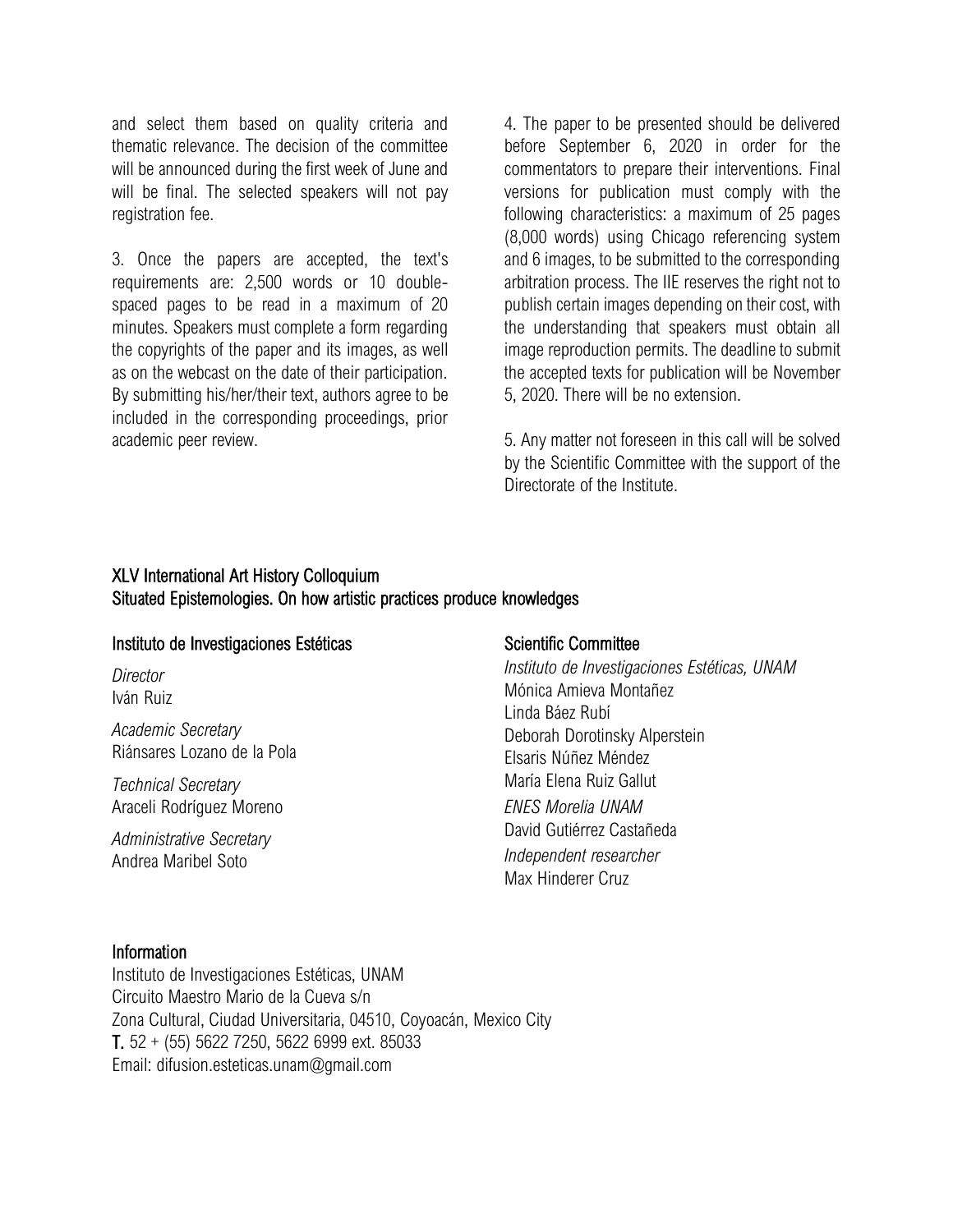and select them based on quality criteria and thematic relevance. The decision of the committee will be announced during the first week of June and will be final. The selected speakers will not pay registration fee.

3. Once the papers are accepted, the text's requirements are: 2,500 words or 10 double-spaced pages to be read in a maximum of 20 minutes. Speakers must complete a form regarding the copyrights of the paper and its images, as well as on the webcast on the date of their participation. By submitting his/her/their text, authors agree to be included in the corresponding proceedings, prior academic peer review.

4. The paper to be presented should be delivered before September 6, 2020 in order for the commentators to prepare their interventions. Final versions for publication must comply with the following characteristics: a maximum of 25 pages (8,000 words) using Chicago referencing system and 6 images, to be submitted to the corresponding arbitration process. The IIE reserves the right not to publish certain images depending on their cost, with the understanding that speakers must obtain all image reproduction permits. The deadline to submit the accepted texts for publication will be November 5, 2020. There will be no extension.

5. Any matter not foreseen in this call will be solved by the Scientific Committee with the support of the Directorate of the Institute.

## XLV International Art History Colloquium
## Situated Epistemologies. On how artistic practices produce knowledges

### Instituto de Investigaciones Estéticas

*Director*
Iván Ruiz

*Academic Secretary*
Riánsares Lozano de la Pola

*Technical Secretary*
Araceli Rodríguez Moreno

*Administrative Secretary*
Andrea Maribel Soto

### Scientific Committee

*Instituto de Investigaciones Estéticas, UNAM*
Mónica Amieva Montañez
Linda Báez Rubí
Deborah Dorotinsky Alperstein
Elsaris Núñez Méndez
María Elena Ruiz Gallut

*ENES Morelia UNAM*
David Gutiérrez Castañeda

*Independent researcher*
Max Hinderer Cruz

### Information

Instituto de Investigaciones Estéticas, UNAM
Circuito Maestro Mario de la Cueva s/n
Zona Cultural, Ciudad Universitaria, 04510, Coyoacán, Mexico City
**T.** 52 + (55) 5622 7250, 5622 6999 ext. 85033
Email: difusion.esteticas.unam@gmail.com